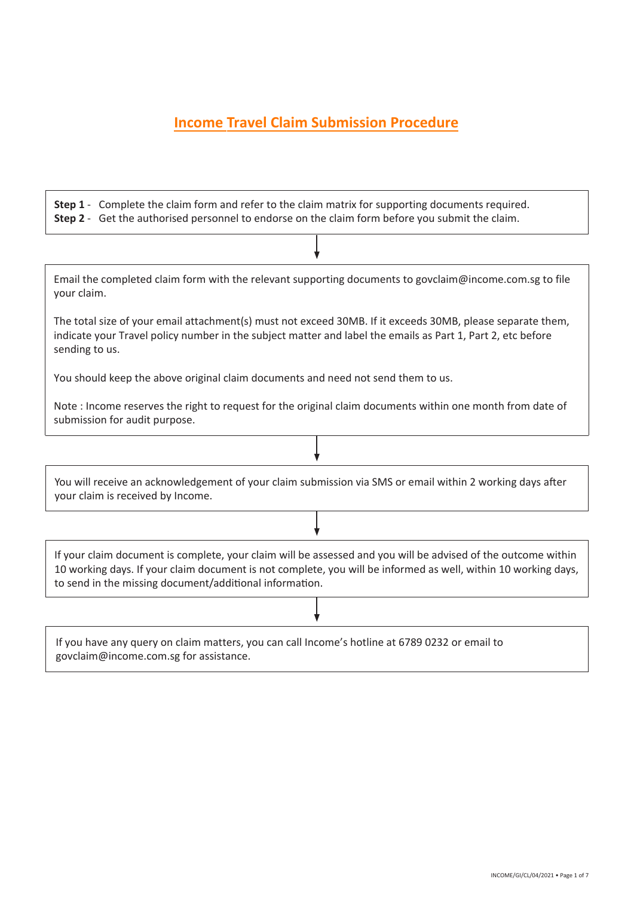# Income Travel Claim Submission Procedure

**Step 1** - Complete the claim form and refer to the claim matrix for supporting documents required.
**Step 2** - Get the authorised personnel to endorse on the claim form before you submit the claim.

↓

Email the completed claim form with the relevant supporting documents to govclaim@income.com.sg to file your claim.

The total size of your email attachment(s) must not exceed 30MB. If it exceeds 30MB, please separate them, indicate your Travel policy number in the subject matter and label the emails as Part 1, Part 2, etc before sending to us.

You should keep the above original claim documents and need not send them to us.

Note : Income reserves the right to request for the original claim documents within one month from date of submission for audit purpose.

↓

You will receive an acknowledgement of your claim submission via SMS or email within 2 working days after your claim is received by Income.

↓

If your claim document is complete, your claim will be assessed and you will be advised of the outcome within 10 working days. If your claim document is not complete, you will be informed as well, within 10 working days, to send in the missing document/additional information.

↓

If you have any query on claim matters, you can call Income's hotline at 6789 0232 or email to govclaim@income.com.sg for assistance.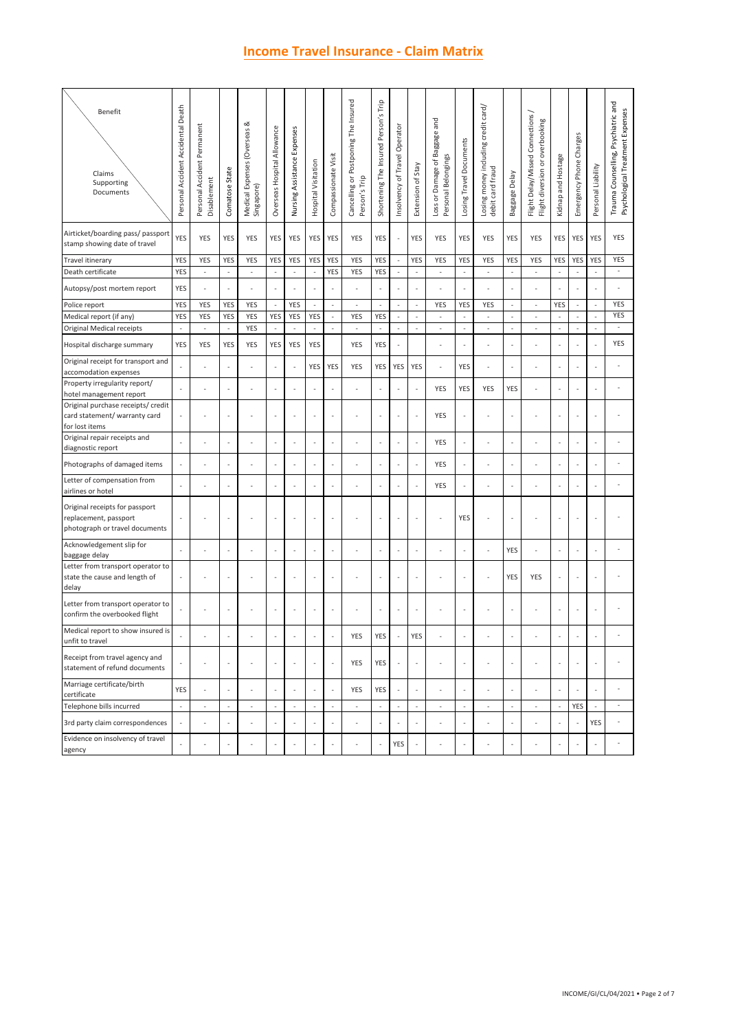# Income Travel Insurance - Claim Matrix

| Claims Supporting Documents \ Benefit | Personal Accident Accidental Death | Personal Accident Permanent Disablement | Comatose State | Medical Expenses (Overseas & Singapore) | Overseas Hospital Allowance | Nursing Assistance Expenses | Hospital Visitation | Compassionate Visit | Cancelling or Postponing The Insured Person's Trip | Shortening The Insured Person's Trip | Insolvency of Travel Operator | Extension of Stay | Loss or Damage of Baggage and Personal Belongings | Losing Travel Documents | Losing money including credit card/ debit card fraud | Baggage Delay | Flight Delay/Missed Connections / Flight diversion or overbooking | Kidnap and Hostage | Emergency Phone Charges | Personal Liability | Trauma Counselling, Psychiatric and Psychological Treatment Expenses |
|---|---|---|---|---|---|---|---|---|---|---|---|---|---|---|---|---|---|---|---|---|---|
| Airticket/boarding pass/ passport stamp showing date of travel | YES | YES | YES | YES | YES | YES | YES | YES | YES | YES | - | YES | YES | YES | YES | YES | YES | YES | YES | YES | YES |
| Travel itinerary | YES | YES | YES | YES | YES | YES | YES | YES | YES | YES | - | YES | YES | YES | YES | YES | YES | YES | YES | YES | YES |
| Death certificate | YES | - | - | - | - | - | - | YES | YES | YES | - | - | - | - | - | - | - | - | - | - | - |
| Autopsy/post mortem report | YES | - | - | - | - | - | - | - | - | - | - | - | - | - | - | - | - | - | - | - | - |
| Police report | YES | YES | YES | YES | - | YES | - | - | - | - | - | - | YES | YES | YES | - | - | YES | - | - | YES |
| Medical report (if any) | YES | YES | YES | YES | YES | YES | YES | - | YES | YES | - | - | - | - | - | - | - | - | - | - | YES |
| Original Medical receipts | - | - | - | YES | - | - | - | - | - | - | - | - | - | - | - | - | - | - | - | - | - |
| Hospital discharge summary | YES | YES | YES | YES | YES | YES | YES | | YES | YES | - | | - | - | - | - | - | - | - | - | YES |
| Original receipt for transport and accomodation expenses | - | - | - | - | - | - | YES | YES | YES | YES | YES | YES | - | YES | - | - | - | - | - | - | - |
| Property irregularity report/ hotel management report | - | - | - | - | - | - | - | - | - | - | - | - | YES | YES | YES | YES | - | - | - | - | - |
| Original purchase receipts/ credit card statement/ warranty card for lost items | - | - | - | - | - | - | - | - | - | - | - | - | YES | - | - | - | - | - | - | - | - |
| Original repair receipts and diagnostic report | - | - | - | - | - | - | - | - | - | - | - | - | YES | - | - | - | - | - | - | - | - |
| Photographs of damaged items | - | - | - | - | - | - | - | - | - | - | - | - | YES | - | - | - | - | - | - | - | - |
| Letter of compensation from airlines or hotel | - | - | - | - | - | - | - | - | - | - | - | - | YES | - | - | - | - | - | - | - | - |
| Original receipts for passport replacement, passport photograph or travel documents | - | - | - | - | - | - | - | - | - | - | - | - | - | YES | - | - | - | - | - | - | - |
| Acknowledgement slip for baggage delay | - | - | - | - | - | - | - | - | - | - | - | - | - | - | - | YES | - | - | - | - | - |
| Letter from transport operator to state the cause and length of delay | - | - | - | - | - | - | - | - | - | - | - | - | - | - | - | YES | YES | - | - | - | - |
| Letter from transport operator to confirm the overbooked flight | - | - | - | - | - | - | - | - | - | - | - | - | - | - | - | - | - | - | - | - | - |
| Medical report to show insured is unfit to travel | - | - | - | - | - | - | - | - | YES | YES | - | YES | - | - | - | - | - | - | - | - | - |
| Receipt from travel agency and statement of refund documents | - | - | - | - | - | - | - | - | YES | YES | - | - | - | - | - | - | - | - | - | - | - |
| Marriage certificate/birth certificate | YES | - | - | - | - | - | - | - | YES | YES | - | - | - | - | - | - | - | - | - | - | - |
| Telephone bills incurred | - | - | - | - | - | - | - | - | - | - | - | - | - | - | - | - | - | - | YES | - | - |
| 3rd party claim correspondences | - | - | - | - | - | - | - | - | - | - | - | - | - | - | - | - | - | - | - | YES | - |
| Evidence on insolvency of travel agency | - | - | - | - | - | - | - | - | - | - | YES | - | - | - | - | - | - | - | - | - | - |

INCOME/GI/CL/04/2021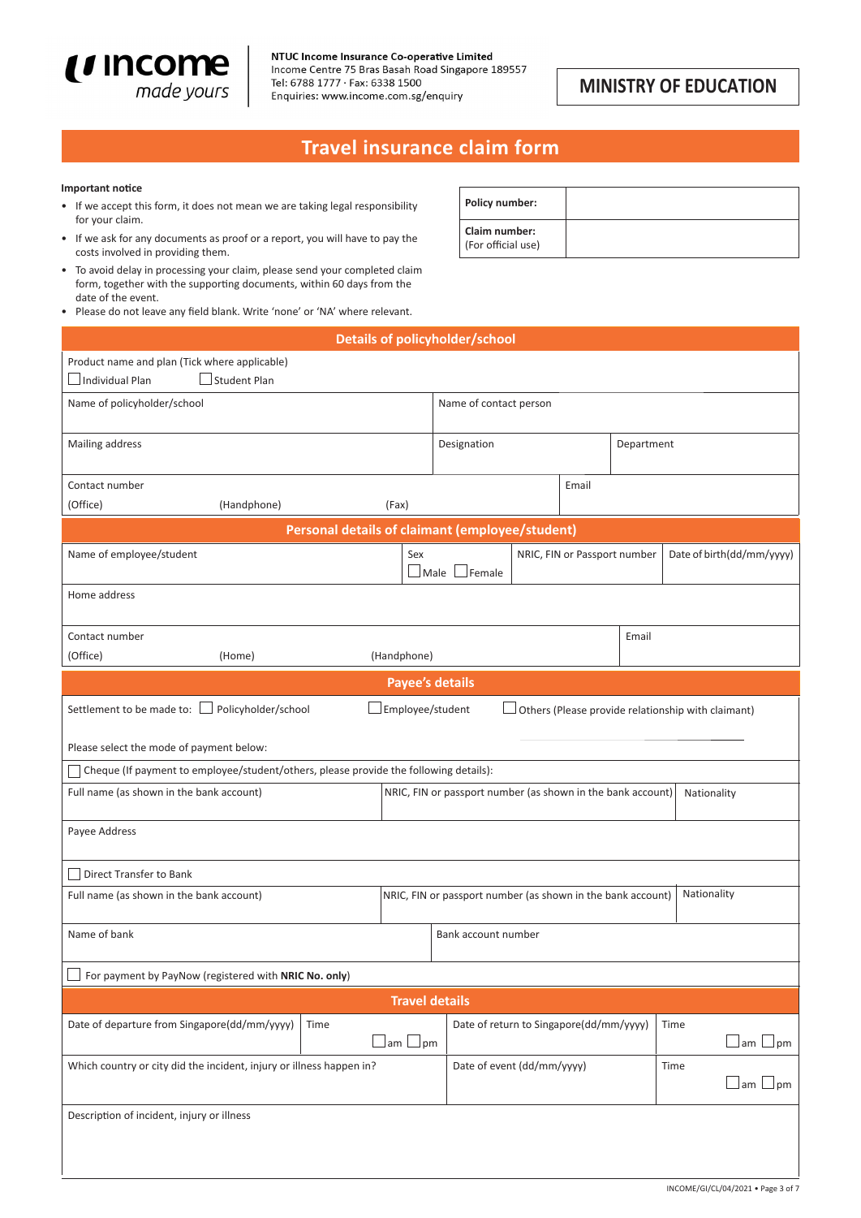**NTUC Income Insurance Co-operative Limited**
Income Centre 75 Bras Basah Road Singapore 189557
Tel: 6788 1777 · Fax: 6338 1500
Enquiries: www.income.com.sg/enquiry

**MINISTRY OF EDUCATION**

# Travel insurance claim form

**Important notice**

- If we accept this form, it does not mean we are taking legal responsibility for your claim.
- If we ask for any documents as proof or a report, you will have to pay the costs involved in providing them.
- To avoid delay in processing your claim, please send your completed claim form, together with the supporting documents, within 60 days from the date of the event.
- Please do not leave any field blank. Write 'none' or 'NA' where relevant.

| | |
|---|---|
| **Policy number:** | |
| **Claim number:** (For official use) | |

## Details of policyholder/school

Product name and plan (Tick where applicable)
☐ Individual Plan ☐ Student Plan

| Name of policyholder/school | Name of contact person | |
|---|---|---|
| Mailing address | Designation | Department |
| Contact number (Office) (Handphone) (Fax) | Email | |

## Personal details of claimant (employee/student)

| Name of employee/student | Sex ☐ Male ☐ Female | NRIC, FIN or Passport number | Date of birth(dd/mm/yyyy) |
|---|---|---|---|
| Home address | | | |
| Contact number (Office) (Home) (Handphone) | | | Email |

## Payee's details

Settlement to be made to: ☐ Policyholder/school ☐ Employee/student ☐ Others (Please provide relationship with claimant) ____________

Please select the mode of payment below:

☐ Cheque (If payment to employee/student/others, please provide the following details):

| Full name (as shown in the bank account) | NRIC, FIN or passport number (as shown in the bank account) | Nationality |
|---|---|---|
| Payee Address | | |

☐ Direct Transfer to Bank

| Full name (as shown in the bank account) | NRIC, FIN or passport number (as shown in the bank account) | Nationality |
|---|---|---|
| Name of bank | Bank account number | |

☐ For payment by PayNow (registered with **NRIC No. only**)

## Travel details

| Date of departure from Singapore(dd/mm/yyyy) | Time ☐ am ☐ pm | Date of return to Singapore(dd/mm/yyyy) | Time ☐ am ☐ pm |
|---|---|---|---|
| Which country or city did the incident, injury or illness happen in? | | Date of event (dd/mm/yyyy) | Time ☐ am ☐ pm |

Description of incident, injury or illness

INCOME/GI/CL/04/2021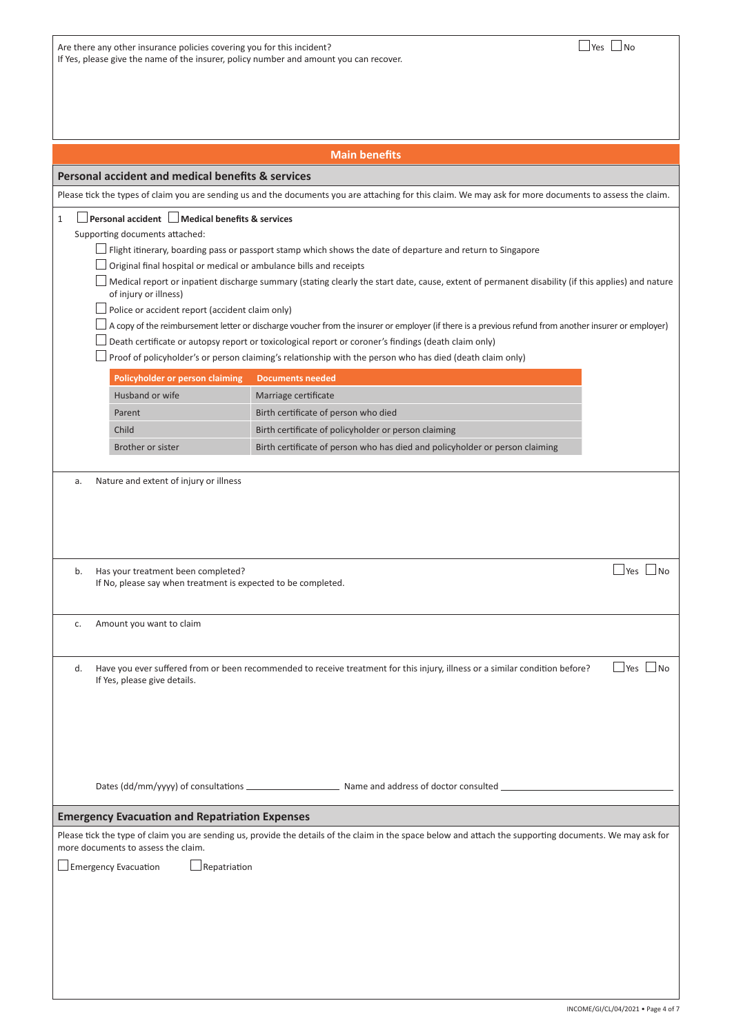Are there any other insurance policies covering you for this incident? ☐ Yes ☐ No

If Yes, please give the name of the insurer, policy number and amount you can recover.

## Main benefits

### Personal accident and medical benefits & services

Please tick the types of claim you are sending us and the documents you are attaching for this claim. We may ask for more documents to assess the claim.

1 ☐ **Personal accident** ☐ **Medical benefits & services**

Supporting documents attached:

- ☐ Flight itinerary, boarding pass or passport stamp which shows the date of departure and return to Singapore
- ☐ Original final hospital or medical or ambulance bills and receipts
- ☐ Medical report or inpatient discharge summary (stating clearly the start date, cause, extent of permanent disability (if this applies) and nature of injury or illness)
- ☐ Police or accident report (accident claim only)
- ☐ A copy of the reimbursement letter or discharge voucher from the insurer or employer (if there is a previous refund from another insurer or employer)
- ☐ Death certificate or autopsy report or toxicological report or coroner's findings (death claim only)
- ☐ Proof of policyholder's or person claiming's relationship with the person who has died (death claim only)

| Policyholder or person claiming | Documents needed |
| --- | --- |
| Husband or wife | Marriage certificate |
| Parent | Birth certificate of person who died |
| Child | Birth certificate of policyholder or person claiming |
| Brother or sister | Birth certificate of person who has died and policyholder or person claiming |

a. Nature and extent of injury or illness

b. Has your treatment been completed? ☐ Yes ☐ No

If No, please say when treatment is expected to be completed.

c. Amount you want to claim

d. Have you ever suffered from or been recommended to receive treatment for this injury, illness or a similar condition before? ☐ Yes ☐ No

If Yes, please give details.

Dates (dd/mm/yyyy) of consultations ____________________ Name and address of doctor consulted ____________________

### Emergency Evacuation and Repatriation Expenses

Please tick the type of claim you are sending us, provide the details of the claim in the space below and attach the supporting documents. We may ask for more documents to assess the claim.

☐ Emergency Evacuation ☐ Repatriation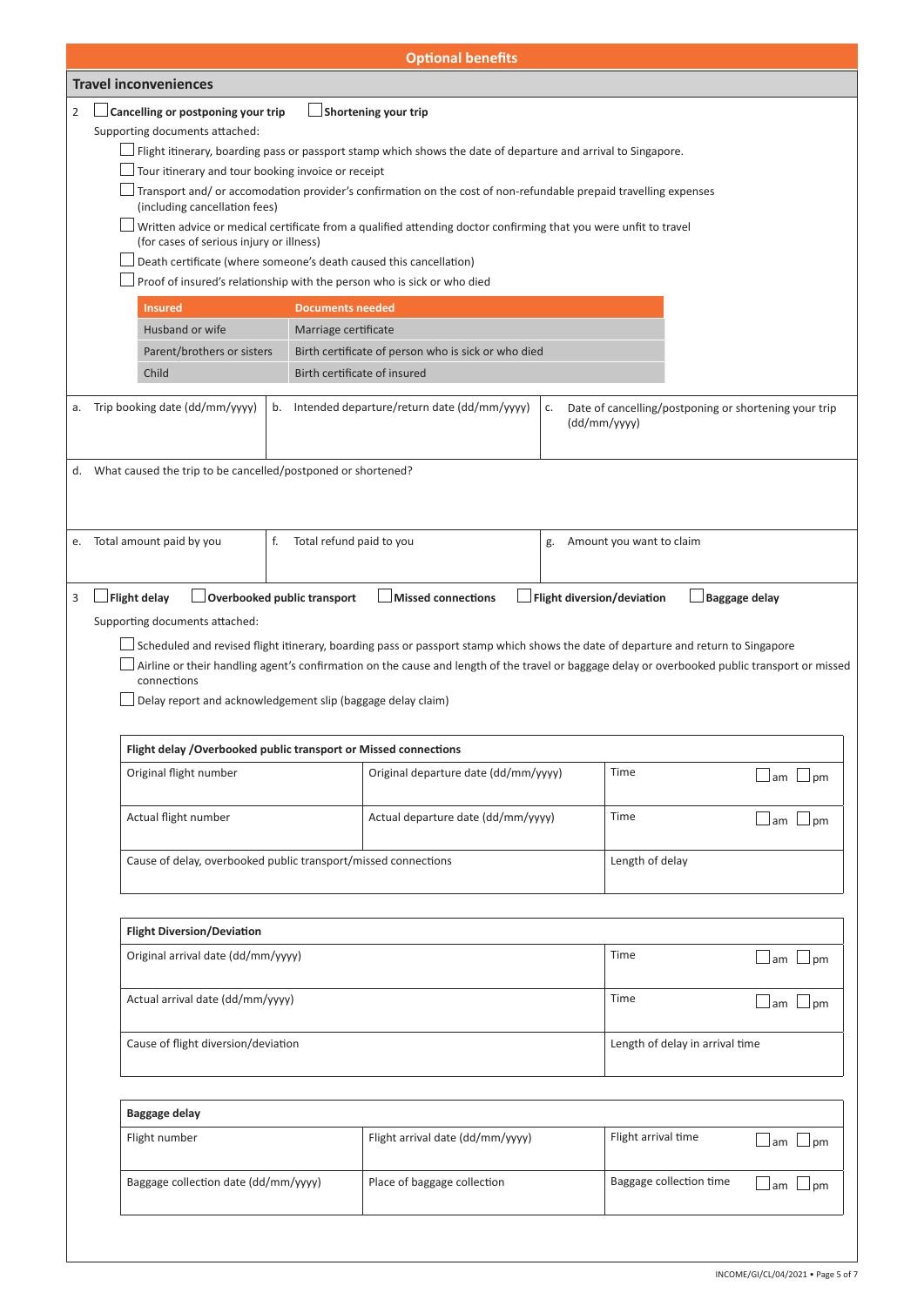## Optional benefits

### Travel inconveniences

2 ☐ **Cancelling or postponing your trip** ☐ **Shortening your trip**

Supporting documents attached:

- ☐ Flight itinerary, boarding pass or passport stamp which shows the date of departure and arrival to Singapore.
- ☐ Tour itinerary and tour booking invoice or receipt
- ☐ Transport and/ or accomodation provider's confirmation on the cost of non-refundable prepaid travelling expenses (including cancellation fees)
- ☐ Written advice or medical certificate from a qualified attending doctor confirming that you were unfit to travel (for cases of serious injury or illness)
- ☐ Death certificate (where someone's death caused this cancellation)
- ☐ Proof of insured's relationship with the person who is sick or who died

| Insured | Documents needed |
|---|---|
| Husband or wife | Marriage certificate |
| Parent/brothers or sisters | Birth certificate of person who is sick or who died |
| Child | Birth certificate of insured |

| a. Trip booking date (dd/mm/yyyy) | b. Intended departure/return date (dd/mm/yyyy) | c. Date of cancelling/postponing or shortening your trip (dd/mm/yyyy) |
|---|---|---|
| | | |

d. What caused the trip to be cancelled/postponed or shortened?

| e. Total amount paid by you | f. Total refund paid to you | g. Amount you want to claim |
|---|---|---|
| | | |

3 ☐ **Flight delay** ☐ **Overbooked public transport** ☐ **Missed connections** ☐ **Flight diversion/deviation** ☐ **Baggage delay**

Supporting documents attached:

- ☐ Scheduled and revised flight itinerary, boarding pass or passport stamp which shows the date of departure and return to Singapore
- ☐ Airline or their handling agent's confirmation on the cause and length of the travel or baggage delay or overbooked public transport or missed connections
- ☐ Delay report and acknowledgement slip (baggage delay claim)

| **Flight delay /Overbooked public transport or Missed connections** | | |
|---|---|---|
| Original flight number | Original departure date (dd/mm/yyyy) | Time ☐ am ☐ pm |
| Actual flight number | Actual departure date (dd/mm/yyyy) | Time ☐ am ☐ pm |
| Cause of delay, overbooked public transport/missed connections | | Length of delay |

| **Flight Diversion/Deviation** | |
|---|---|
| Original arrival date (dd/mm/yyyy) | Time ☐ am ☐ pm |
| Actual arrival date (dd/mm/yyyy) | Time ☐ am ☐ pm |
| Cause of flight diversion/deviation | Length of delay in arrival time |

| **Baggage delay** | | |
|---|---|---|
| Flight number | Flight arrival date (dd/mm/yyyy) | Flight arrival time ☐ am ☐ pm |
| Baggage collection date (dd/mm/yyyy) | Place of baggage collection | Baggage collection time ☐ am ☐ pm |

INCOME/GI/CL/04/2021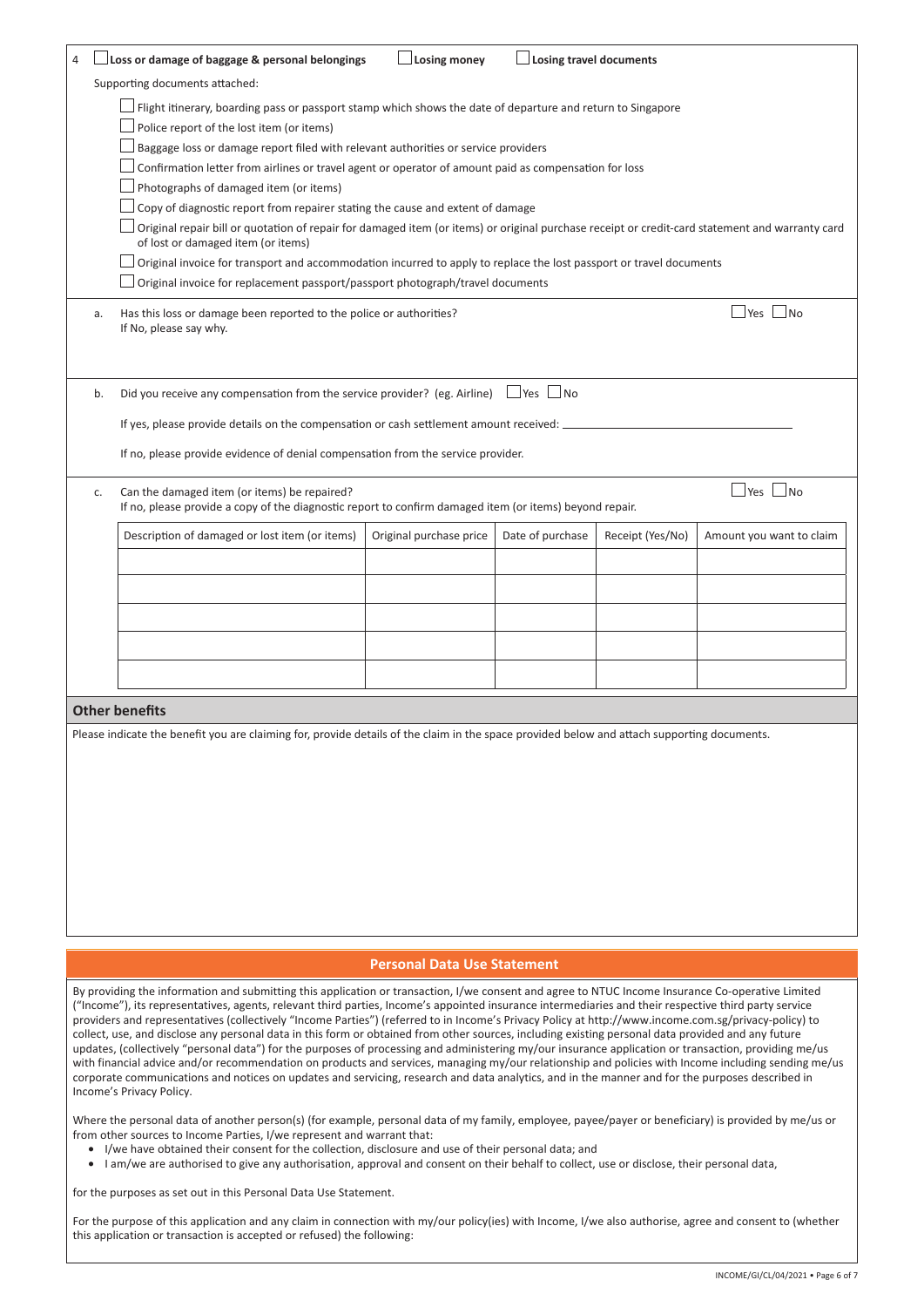4 ☐ **Loss or damage of baggage & personal belongings** ☐ **Losing money** ☐ **Losing travel documents**

Supporting documents attached:

- ☐ Flight itinerary, boarding pass or passport stamp which shows the date of departure and return to Singapore
- ☐ Police report of the lost item (or items)
- ☐ Baggage loss or damage report filed with relevant authorities or service providers
- ☐ Confirmation letter from airlines or travel agent or operator of amount paid as compensation for loss
- ☐ Photographs of damaged item (or items)
- ☐ Copy of diagnostic report from repairer stating the cause and extent of damage
- ☐ Original repair bill or quotation of repair for damaged item (or items) or original purchase receipt or credit-card statement and warranty card of lost or damaged item (or items)
- ☐ Original invoice for transport and accommodation incurred to apply to replace the lost passport or travel documents
- ☐ Original invoice for replacement passport/passport photograph/travel documents

a. Has this loss or damage been reported to the police or authorities? ☐ Yes ☐ No
If No, please say why.

b. Did you receive any compensation from the service provider? (eg. Airline) ☐ Yes ☐ No

If yes, please provide details on the compensation or cash settlement amount received: ____________________

If no, please provide evidence of denial compensation from the service provider.

c. Can the damaged item (or items) be repaired? ☐ Yes ☐ No
If no, please provide a copy of the diagnostic report to confirm damaged item (or items) beyond repair.

| Description of damaged or lost item (or items) | Original purchase price | Date of purchase | Receipt (Yes/No) | Amount you want to claim |
|---|---|---|---|---|
| | | | | |
| | | | | |
| | | | | |
| | | | | |
| | | | | |

## Other benefits

Please indicate the benefit you are claiming for, provide details of the claim in the space provided below and attach supporting documents.

## Personal Data Use Statement

By providing the information and submitting this application or transaction, I/we consent and agree to NTUC Income Insurance Co-operative Limited ("Income"), its representatives, agents, relevant third parties, Income's appointed insurance intermediaries and their respective third party service providers and representatives (collectively "Income Parties") (referred to in Income's Privacy Policy at http://www.income.com.sg/privacy-policy) to collect, use, and disclose any personal data in this form or obtained from other sources, including existing personal data provided and any future updates, (collectively "personal data") for the purposes of processing and administering my/our insurance application or transaction, providing me/us with financial advice and/or recommendation on products and services, managing my/our relationship and policies with Income including sending me/us corporate communications and notices on updates and servicing, research and data analytics, and in the manner and for the purposes described in Income's Privacy Policy.

Where the personal data of another person(s) (for example, personal data of my family, employee, payee/payer or beneficiary) is provided by me/us or from other sources to Income Parties, I/we represent and warrant that:

- I/we have obtained their consent for the collection, disclosure and use of their personal data; and
- I am/we are authorised to give any authorisation, approval and consent on their behalf to collect, use or disclose, their personal data,

for the purposes as set out in this Personal Data Use Statement.

For the purpose of this application and any claim in connection with my/our policy(ies) with Income, I/we also authorise, agree and consent to (whether this application or transaction is accepted or refused) the following: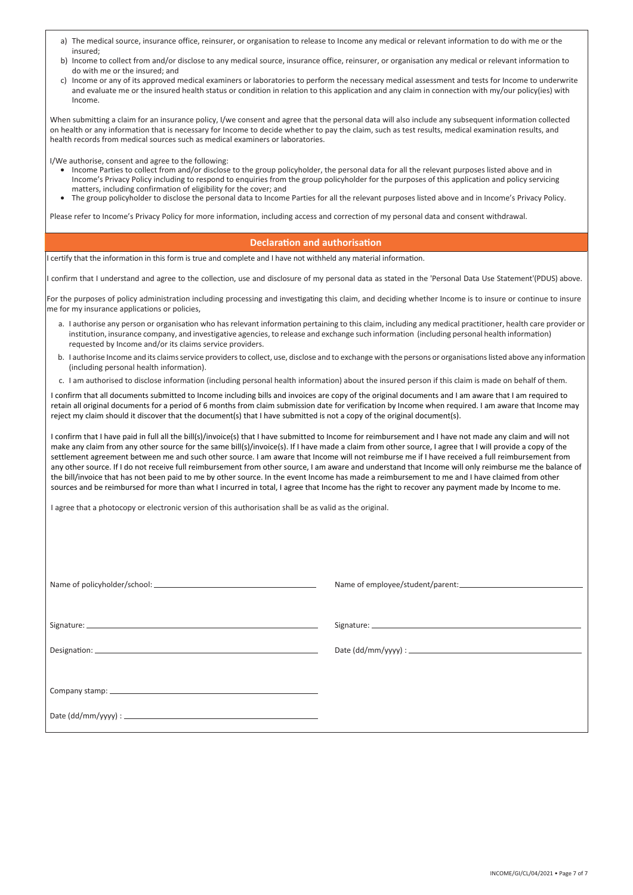a) The medical source, insurance office, reinsurer, or organisation to release to Income any medical or relevant information to do with me or the insured;
b) Income to collect from and/or disclose to any medical source, insurance office, reinsurer, or organisation any medical or relevant information to do with me or the insured; and
c) Income or any of its approved medical examiners or laboratories to perform the necessary medical assessment and tests for Income to underwrite and evaluate me or the insured health status or condition in relation to this application and any claim in connection with my/our policy(ies) with Income.

When submitting a claim for an insurance policy, I/we consent and agree that the personal data will also include any subsequent information collected on health or any information that is necessary for Income to decide whether to pay the claim, such as test results, medical examination results, and health records from medical sources such as medical examiners or laboratories.

I/We authorise, consent and agree to the following:

- Income Parties to collect from and/or disclose to the group policyholder, the personal data for all the relevant purposes listed above and in Income's Privacy Policy including to respond to enquiries from the group policyholder for the purposes of this application and policy servicing matters, including confirmation of eligibility for the cover; and
- The group policyholder to disclose the personal data to Income Parties for all the relevant purposes listed above and in Income's Privacy Policy.

Please refer to Income's Privacy Policy for more information, including access and correction of my personal data and consent withdrawal.

## Declaration and authorisation

I certify that the information in this form is true and complete and I have not withheld any material information.

I confirm that I understand and agree to the collection, use and disclosure of my personal data as stated in the 'Personal Data Use Statement'(PDUS) above.

For the purposes of policy administration including processing and investigating this claim, and deciding whether Income is to insure or continue to insure me for my insurance applications or policies,

a. I authorise any person or organisation who has relevant information pertaining to this claim, including any medical practitioner, health care provider or institution, insurance company, and investigative agencies, to release and exchange such information (including personal health information) requested by Income and/or its claims service providers.
b. I authorise Income and its claims service providers to collect, use, disclose and to exchange with the persons or organisations listed above any information (including personal health information).
c. I am authorised to disclose information (including personal health information) about the insured person if this claim is made on behalf of them.

I confirm that all documents submitted to Income including bills and invoices are copy of the original documents and I am aware that I am required to retain all original documents for a period of 6 months from claim submission date for verification by Income when required. I am aware that Income may reject my claim should it discover that the document(s) that I have submitted is not a copy of the original document(s).

I confirm that I have paid in full all the bill(s)/invoice(s) that I have submitted to Income for reimbursement and I have not made any claim and will not make any claim from any other source for the same bill(s)/invoice(s). If I have made a claim from other source, I agree that I will provide a copy of the settlement agreement between me and such other source. I am aware that Income will not reimburse me if I have received a full reimbursement from any other source. If I do not receive full reimbursement from other source, I am aware and understand that Income will only reimburse me the balance of the bill/invoice that has not been paid to me by other source. In the event Income has made a reimbursement to me and I have claimed from other sources and be reimbursed for more than what I incurred in total, I agree that Income has the right to recover any payment made by Income to me.

I agree that a photocopy or electronic version of this authorisation shall be as valid as the original.

Name of policyholder/school: ______________________

Signature: ______________________

Designation: ______________________

Company stamp: ______________________

Date (dd/mm/yyyy) : ______________________

Name of employee/student/parent: ______________________

Signature: ______________________

Date (dd/mm/yyyy) : ______________________

INCOME/GI/CL/04/2021